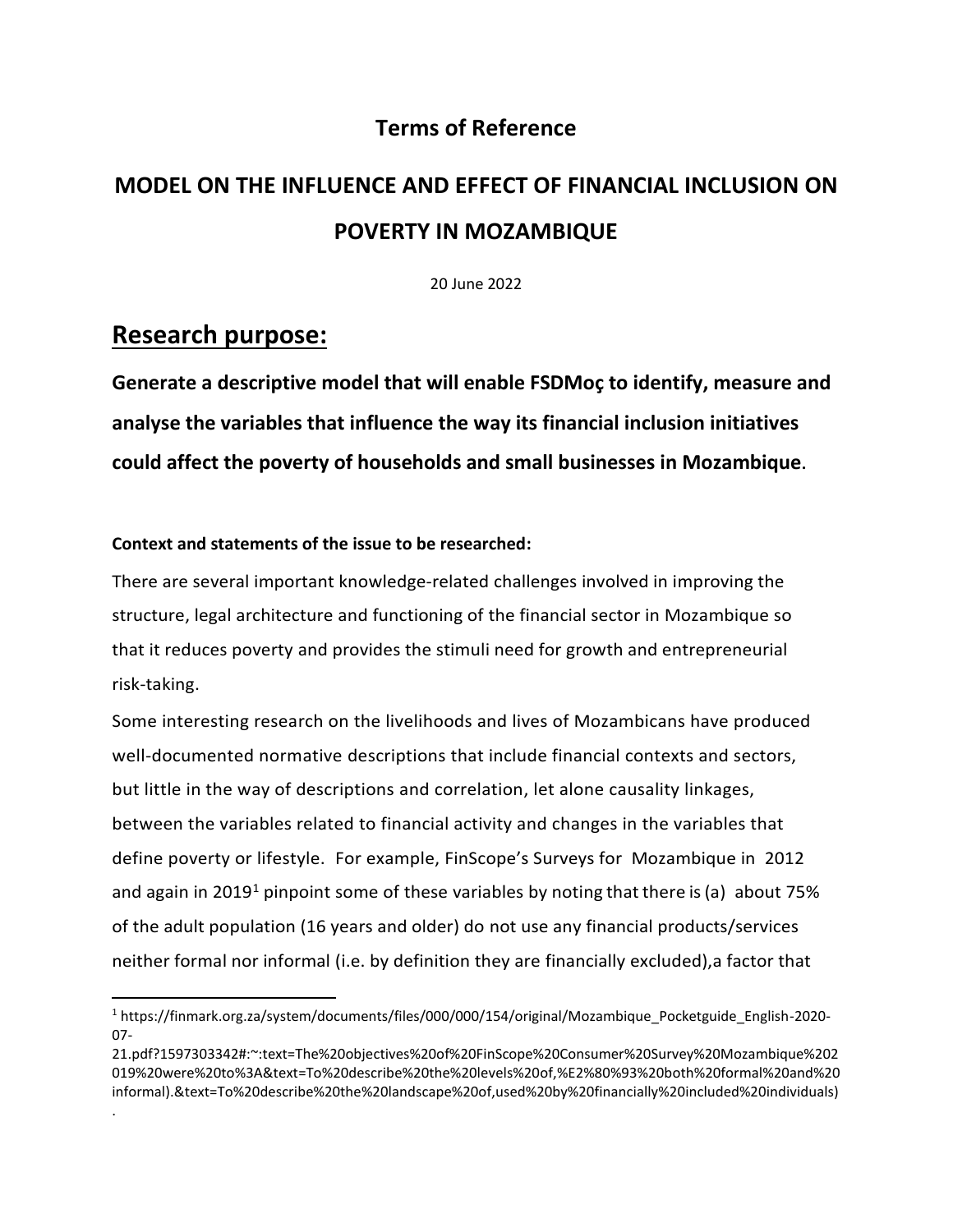## Terms of Reference

# MODEL ON THE INFLUENCE AND EFFECT OF FINANCIAL INCLUSION ON POVERTY IN MOZAMBIQUE

20 June 2022

## Research purpose:

**Generate a descriptive model that will enable FSDMoç to identify, measure and analyse the variables that influence the way its financial inclusion initiatives could affect the poverty of households and small businesses in Mozambique.**

**Context and statements of the issue to be researched:**

There are several important knowledge-related challenges involved in improving the structure, legal architecture and functioning of the financial sector in Mozambique so that it reduces poverty and provides the stimuli need for growth and entrepreneurial risk-taking.

Some interesting research on the livelihoods and lives of Mozambicans have produced well-documented normative descriptions that include financial contexts and sectors, but little in the way of descriptions and correlation, let alone causality linkages, between the variables related to financial activity and changes in the variables that define poverty or lifestyle. For example, FinScope's Surveys for Mozambique in 2012 and again in 2019[1] pinpoint some of these variables by noting that there is (a) about 75% of the adult population (16 years and older) do not use any financial products/services neither formal nor informal (i.e. by definition they are financially excluded),a factor that

---

[1] https://finmark.org.za/system/documents/files/000/000/154/original/Mozambique_Pocketguide_English-2020-07-21.pdf?1597303342#:~:text=The%20objectives%20of%20FinScope%20Consumer%20Survey%20Mozambique%202019%20were%20to%3A&text=To%20describe%20the%20levels%20of,%E2%80%93%20both%20formal%20and%20informal).&text=To%20describe%20the%20landscape%20of,used%20by%20financially%20included%20individuals).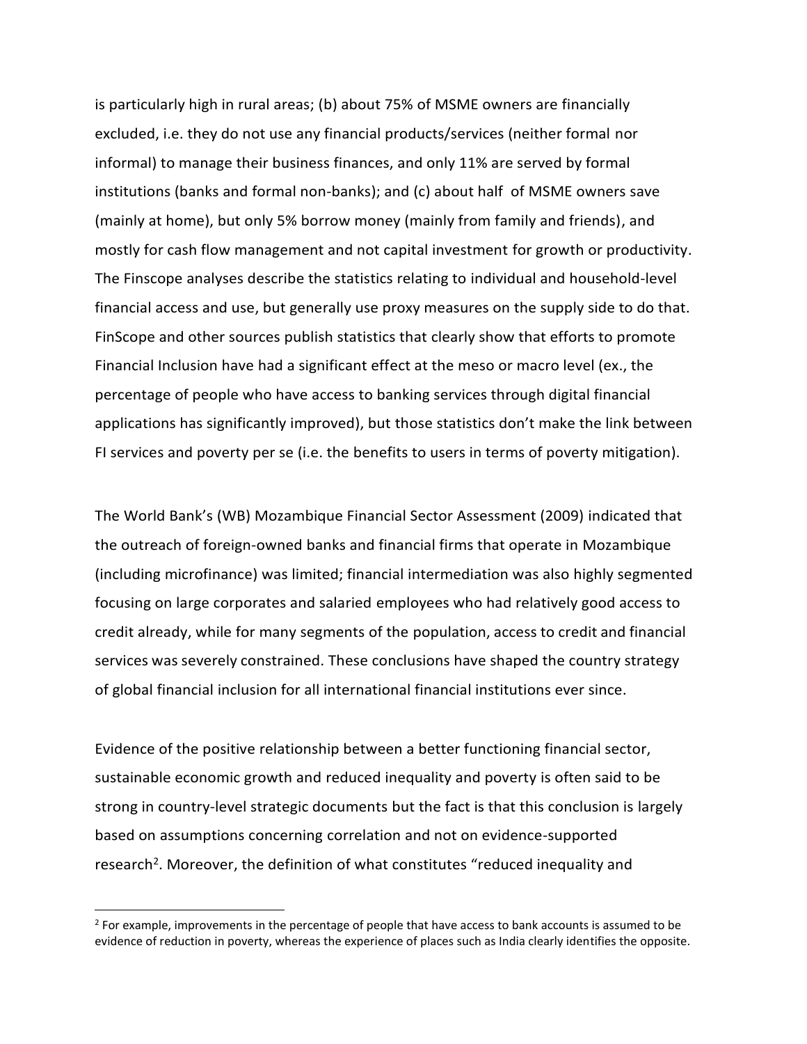is particularly high in rural areas; (b) about 75% of MSME owners are financially excluded, i.e. they do not use any financial products/services (neither formal nor informal) to manage their business finances, and only 11% are served by formal institutions (banks and formal non-banks); and (c) about half of MSME owners save (mainly at home), but only 5% borrow money (mainly from family and friends), and mostly for cash flow management and not capital investment for growth or productivity. The Finscope analyses describe the statistics relating to individual and household-level financial access and use, but generally use proxy measures on the supply side to do that. FinScope and other sources publish statistics that clearly show that efforts to promote Financial Inclusion have had a significant effect at the meso or macro level (ex., the percentage of people who have access to banking services through digital financial applications has significantly improved), but those statistics don't make the link between FI services and poverty per se (i.e. the benefits to users in terms of poverty mitigation).

The World Bank's (WB) Mozambique Financial Sector Assessment (2009) indicated that the outreach of foreign-owned banks and financial firms that operate in Mozambique (including microfinance) was limited; financial intermediation was also highly segmented focusing on large corporates and salaried employees who had relatively good access to credit already, while for many segments of the population, access to credit and financial services was severely constrained. These conclusions have shaped the country strategy of global financial inclusion for all international financial institutions ever since.

Evidence of the positive relationship between a better functioning financial sector, sustainable economic growth and reduced inequality and poverty is often said to be strong in country-level strategic documents but the fact is that this conclusion is largely based on assumptions concerning correlation and not on evidence-supported research[2]. Moreover, the definition of what constitutes "reduced inequality and

[2] For example, improvements in the percentage of people that have access to bank accounts is assumed to be evidence of reduction in poverty, whereas the experience of places such as India clearly identifies the opposite.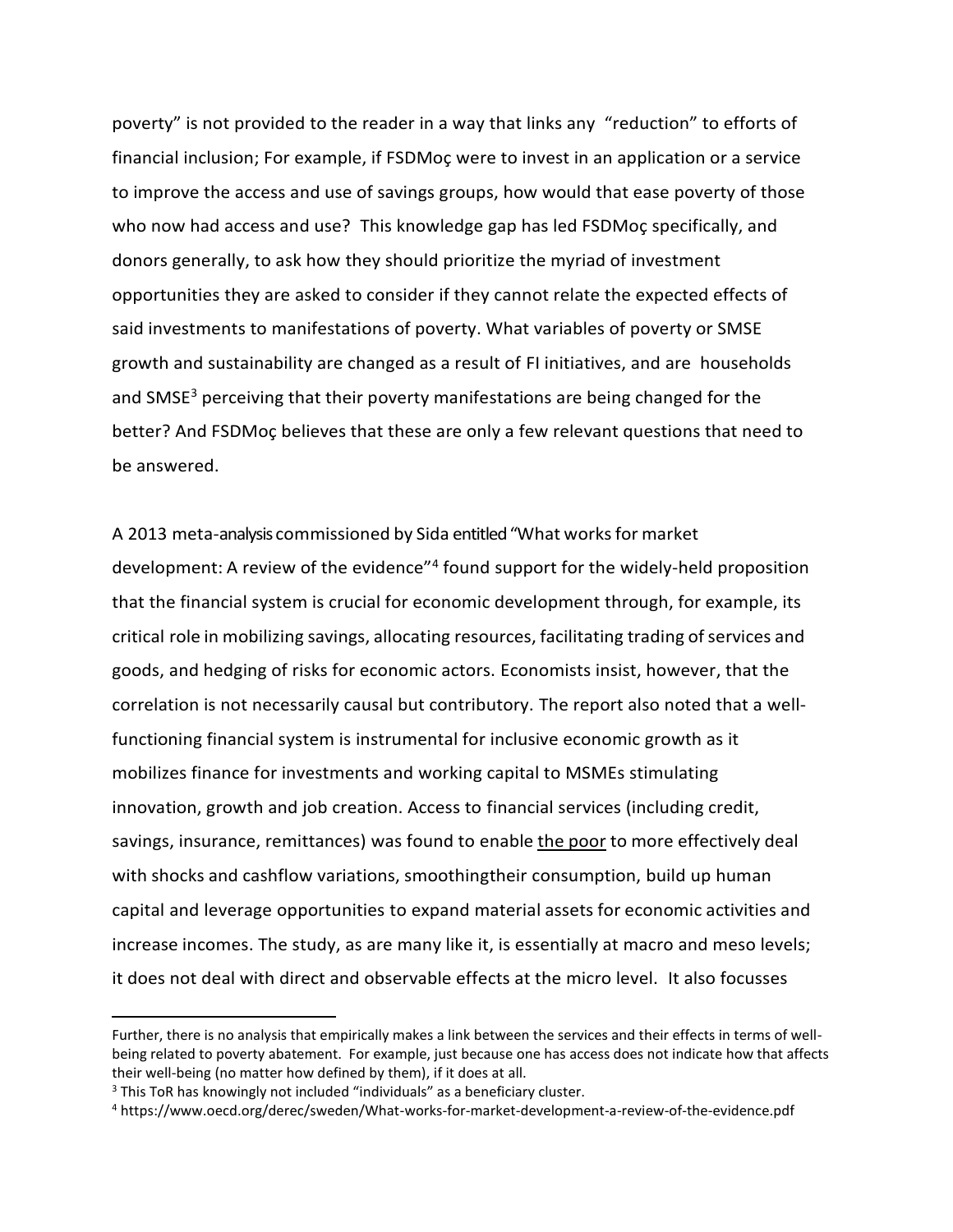poverty" is not provided to the reader in a way that links any "reduction" to efforts of financial inclusion; For example, if FSDMoç were to invest in an application or a service to improve the access and use of savings groups, how would that ease poverty of those who now had access and use? This knowledge gap has led FSDMoç specifically, and donors generally, to ask how they should prioritize the myriad of investment opportunities they are asked to consider if they cannot relate the expected effects of said investments to manifestations of poverty. What variables of poverty or SMSE growth and sustainability are changed as a result of FI initiatives, and are households and SMSE[3] perceiving that their poverty manifestations are being changed for the better? And FSDMoç believes that these are only a few relevant questions that need to be answered.

A 2013 meta-analysis commissioned by Sida entitled "What works for market development: A review of the evidence"[4] found support for the widely-held proposition that the financial system is crucial for economic development through, for example, its critical role in mobilizing savings, allocating resources, facilitating trading of services and goods, and hedging of risks for economic actors. Economists insist, however, that the correlation is not necessarily causal but contributory. The report also noted that a well-functioning financial system is instrumental for inclusive economic growth as it mobilizes finance for investments and working capital to MSMEs stimulating innovation, growth and job creation. Access to financial services (including credit, savings, insurance, remittances) was found to enable <u>the poor</u> to more effectively deal with shocks and cashflow variations, smoothingtheir consumption, build up human capital and leverage opportunities to expand material assets for economic activities and increase incomes. The study, as are many like it, is essentially at macro and meso levels; it does not deal with direct and observable effects at the micro level. It also focusses

---

Further, there is no analysis that empirically makes a link between the services and their effects in terms of well-being related to poverty abatement. For example, just because one has access does not indicate how that affects their well-being (no matter how defined by them), if it does at all.

[3] This ToR has knowingly not included "individuals" as a beneficiary cluster.

[4] https://www.oecd.org/derec/sweden/What-works-for-market-development-a-review-of-the-evidence.pdf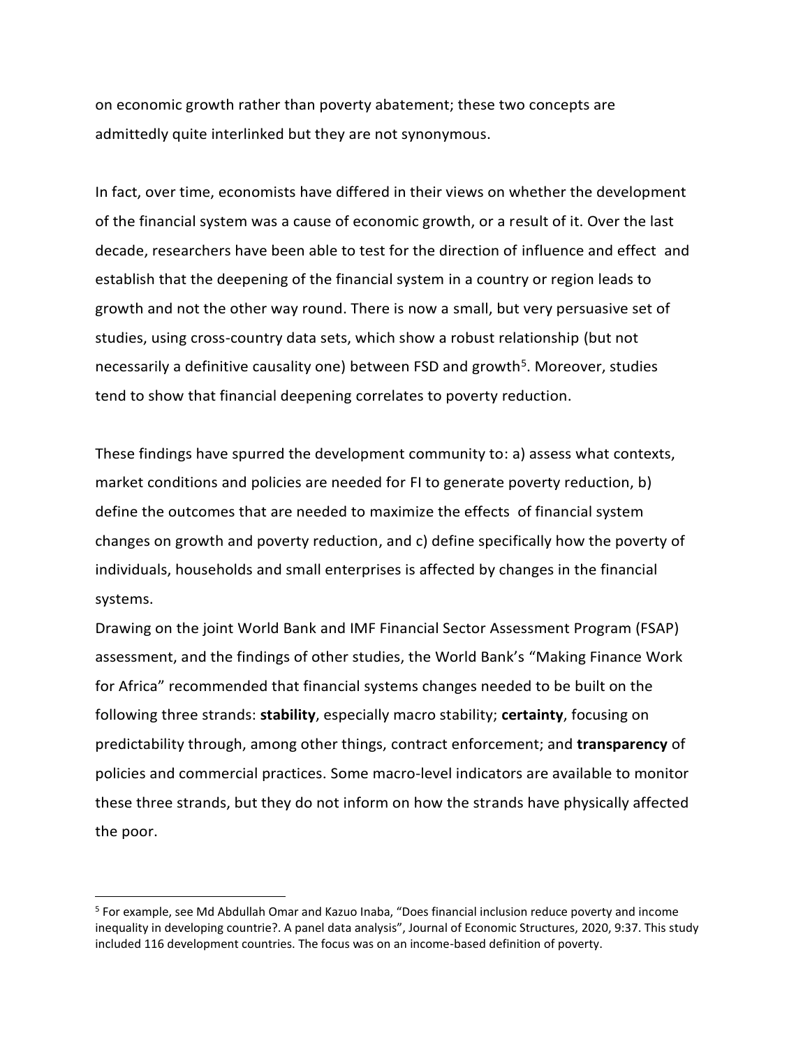on economic growth rather than poverty abatement; these two concepts are admittedly quite interlinked but they are not synonymous.

In fact, over time, economists have differed in their views on whether the development of the financial system was a cause of economic growth, or a result of it. Over the last decade, researchers have been able to test for the direction of influence and effect and establish that the deepening of the financial system in a country or region leads to growth and not the other way round. There is now a small, but very persuasive set of studies, using cross-country data sets, which show a robust relationship (but not necessarily a definitive causality one) between FSD and growth[5]. Moreover, studies tend to show that financial deepening correlates to poverty reduction.

These findings have spurred the development community to: a) assess what contexts, market conditions and policies are needed for FI to generate poverty reduction, b) define the outcomes that are needed to maximize the effects of financial system changes on growth and poverty reduction, and c) define specifically how the poverty of individuals, households and small enterprises is affected by changes in the financial systems.

Drawing on the joint World Bank and IMF Financial Sector Assessment Program (FSAP) assessment, and the findings of other studies, the World Bank's "Making Finance Work for Africa" recommended that financial systems changes needed to be built on the following three strands: **stability**, especially macro stability; **certainty**, focusing on predictability through, among other things, contract enforcement; and **transparency** of policies and commercial practices. Some macro-level indicators are available to monitor these three strands, but they do not inform on how the strands have physically affected the poor.

---

[5] For example, see Md Abdullah Omar and Kazuo Inaba, "Does financial inclusion reduce poverty and income inequality in developing countrie?. A panel data analysis", Journal of Economic Structures, 2020, 9:37. This study included 116 development countries. The focus was on an income-based definition of poverty.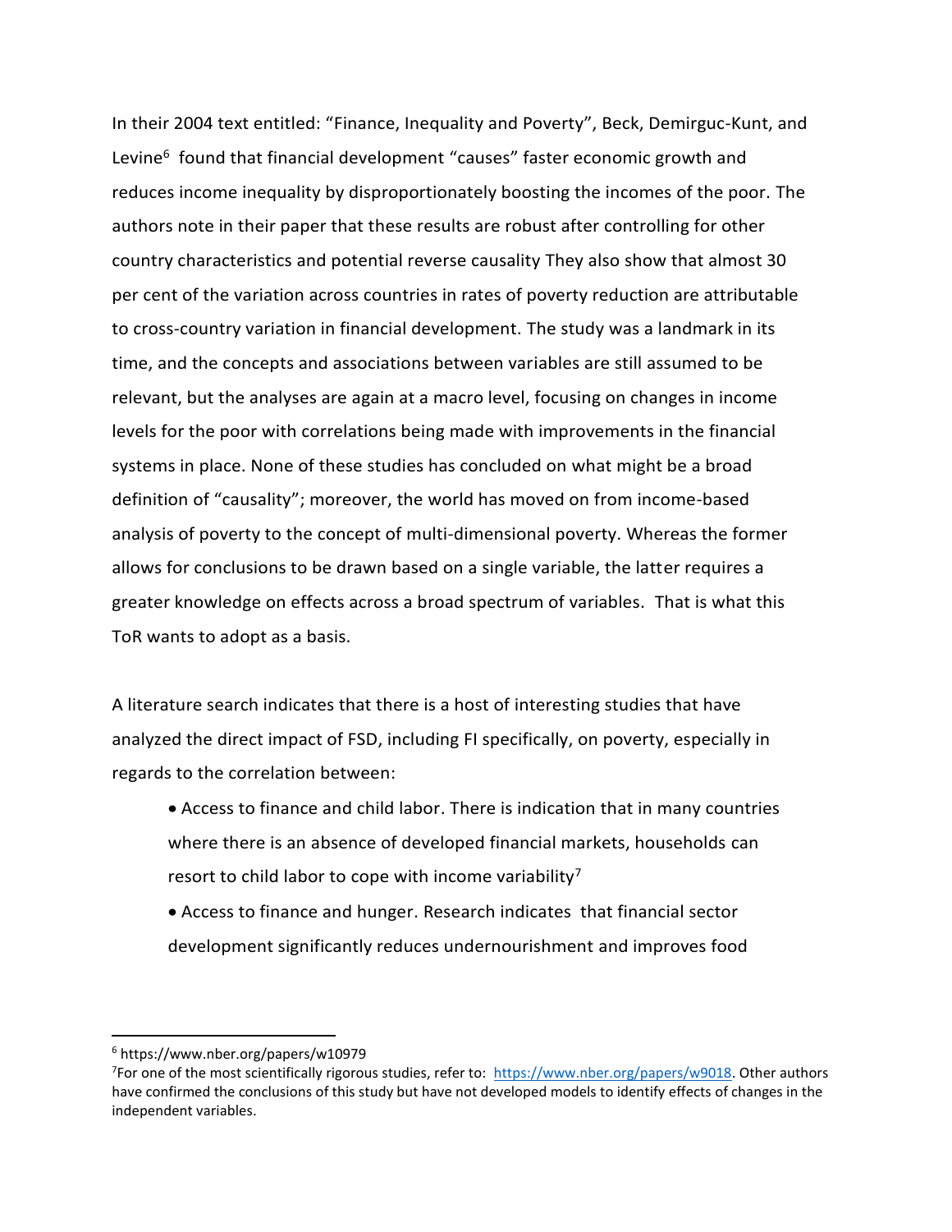In their 2004 text entitled: “Finance, Inequality and Poverty”, Beck, Demirguc-Kunt, and Levine[6] found that financial development “causes” faster economic growth and reduces income inequality by disproportionately boosting the incomes of the poor. The authors note in their paper that these results are robust after controlling for other country characteristics and potential reverse causality They also show that almost 30 per cent of the variation across countries in rates of poverty reduction are attributable to cross-country variation in financial development. The study was a landmark in its time, and the concepts and associations between variables are still assumed to be relevant, but the analyses are again at a macro level, focusing on changes in income levels for the poor with correlations being made with improvements in the financial systems in place. None of these studies has concluded on what might be a broad definition of “causality”; moreover, the world has moved on from income-based analysis of poverty to the concept of multi-dimensional poverty. Whereas the former allows for conclusions to be drawn based on a single variable, the latter requires a greater knowledge on effects across a broad spectrum of variables. That is what this ToR wants to adopt as a basis.

A literature search indicates that there is a host of interesting studies that have analyzed the direct impact of FSD, including FI specifically, on poverty, especially in regards to the correlation between:

- Access to finance and child labor. There is indication that in many countries where there is an absence of developed financial markets, households can resort to child labor to cope with income variability[7]
- Access to finance and hunger. Research indicates that financial sector development significantly reduces undernourishment and improves food

---

[6] https://www.nber.org/papers/w10979

[7] For one of the most scientifically rigorous studies, refer to: https://www.nber.org/papers/w9018. Other authors have confirmed the conclusions of this study but have not developed models to identify effects of changes in the independent variables.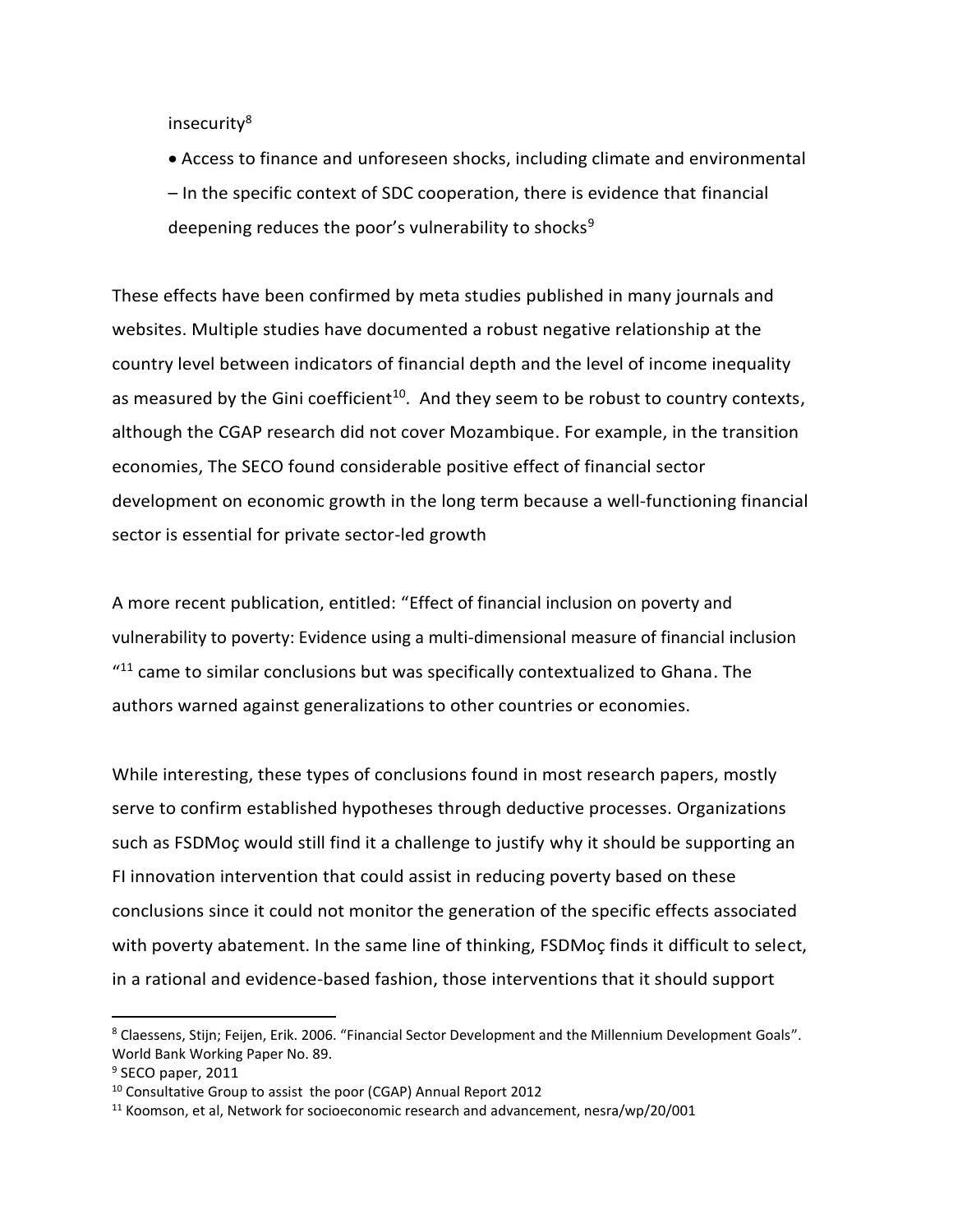insecurity[8]

- Access to finance and unforeseen shocks, including climate and environmental – In the specific context of SDC cooperation, there is evidence that financial deepening reduces the poor's vulnerability to shocks[9]

These effects have been confirmed by meta studies published in many journals and websites. Multiple studies have documented a robust negative relationship at the country level between indicators of financial depth and the level of income inequality as measured by the Gini coefficient[10]. And they seem to be robust to country contexts, although the CGAP research did not cover Mozambique. For example, in the transition economies, The SECO found considerable positive effect of financial sector development on economic growth in the long term because a well-functioning financial sector is essential for private sector-led growth

A more recent publication, entitled: "Effect of financial inclusion on poverty and vulnerability to poverty: Evidence using a multi-dimensional measure of financial inclusion "[11] came to similar conclusions but was specifically contextualized to Ghana. The authors warned against generalizations to other countries or economies.

While interesting, these types of conclusions found in most research papers, mostly serve to confirm established hypotheses through deductive processes. Organizations such as FSDMoç would still find it a challenge to justify why it should be supporting an FI innovation intervention that could assist in reducing poverty based on these conclusions since it could not monitor the generation of the specific effects associated with poverty abatement. In the same line of thinking, FSDMoç finds it difficult to select, in a rational and evidence-based fashion, those interventions that it should support

---

[8] Claessens, Stijn; Feijen, Erik. 2006. "Financial Sector Development and the Millennium Development Goals". World Bank Working Paper No. 89.

[9] SECO paper, 2011

[10] Consultative Group to assist the poor (CGAP) Annual Report 2012

[11] Koomson, et al, Network for socioeconomic research and advancement, nesra/wp/20/001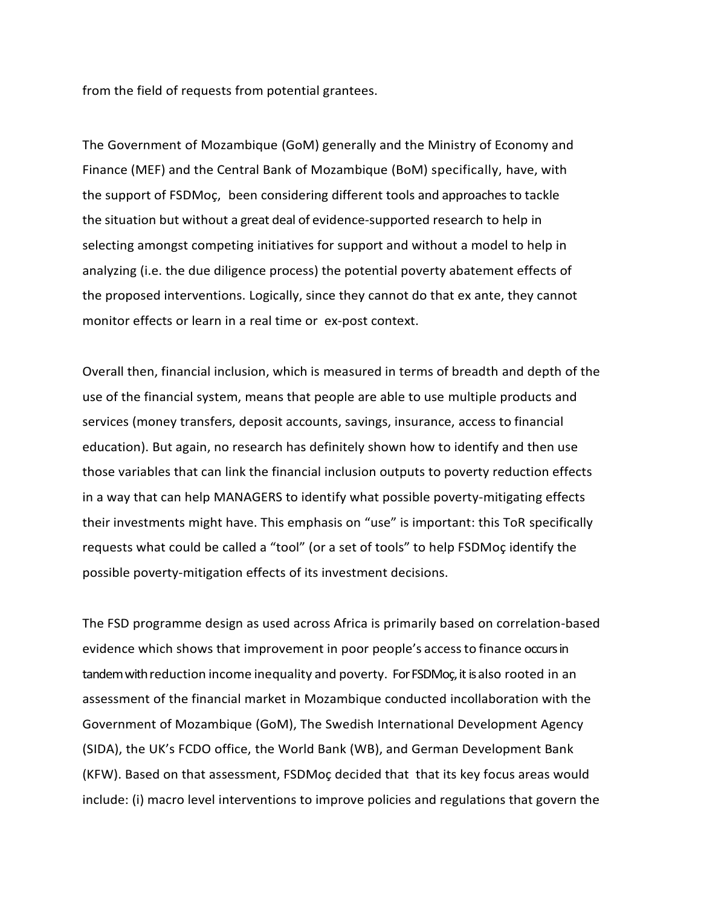from the field of requests from potential grantees.

The Government of Mozambique (GoM) generally and the Ministry of Economy and Finance (MEF) and the Central Bank of Mozambique (BoM) specifically, have, with the support of FSDMoç, been considering different tools and approaches to tackle the situation but without a great deal of evidence-supported research to help in selecting amongst competing initiatives for support and without a model to help in analyzing (i.e. the due diligence process) the potential poverty abatement effects of the proposed interventions. Logically, since they cannot do that ex ante, they cannot monitor effects or learn in a real time or ex-post context.

Overall then, financial inclusion, which is measured in terms of breadth and depth of the use of the financial system, means that people are able to use multiple products and services (money transfers, deposit accounts, savings, insurance, access to financial education). But again, no research has definitely shown how to identify and then use those variables that can link the financial inclusion outputs to poverty reduction effects in a way that can help MANAGERS to identify what possible poverty-mitigating effects their investments might have. This emphasis on "use" is important: this ToR specifically requests what could be called a "tool" (or a set of tools" to help FSDMoç identify the possible poverty-mitigation effects of its investment decisions.

The FSD programme design as used across Africa is primarily based on correlation-based evidence which shows that improvement in poor people's access to finance occurs in tandem with reduction income inequality and poverty. For FSDMoç, it is also rooted in an assessment of the financial market in Mozambique conducted incollaboration with the Government of Mozambique (GoM), The Swedish International Development Agency (SIDA), the UK's FCDO office, the World Bank (WB), and German Development Bank (KFW). Based on that assessment, FSDMoç decided that that its key focus areas would include: (i) macro level interventions to improve policies and regulations that govern the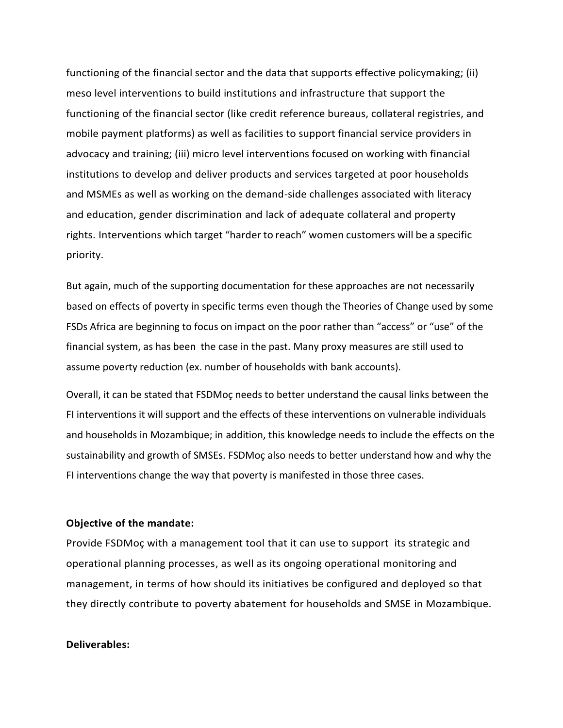functioning of the financial sector and the data that supports effective policymaking; (ii) meso level interventions to build institutions and infrastructure that support the functioning of the financial sector (like credit reference bureaus, collateral registries, and mobile payment platforms) as well as facilities to support financial service providers in advocacy and training; (iii) micro level interventions focused on working with financial institutions to develop and deliver products and services targeted at poor households and MSMEs as well as working on the demand-side challenges associated with literacy and education, gender discrimination and lack of adequate collateral and property rights. Interventions which target "harder to reach" women customers will be a specific priority.

But again, much of the supporting documentation for these approaches are not necessarily based on effects of poverty in specific terms even though the Theories of Change used by some FSDs Africa are beginning to focus on impact on the poor rather than "access" or "use" of the financial system, as has been the case in the past. Many proxy measures are still used to assume poverty reduction (ex. number of households with bank accounts).

Overall, it can be stated that FSDMoç needs to better understand the causal links between the FI interventions it will support and the effects of these interventions on vulnerable individuals and households in Mozambique; in addition, this knowledge needs to include the effects on the sustainability and growth of SMSEs. FSDMoç also needs to better understand how and why the FI interventions change the way that poverty is manifested in those three cases.

**Objective of the mandate:**

Provide FSDMoç with a management tool that it can use to support its strategic and operational planning processes, as well as its ongoing operational monitoring and management, in terms of how should its initiatives be configured and deployed so that they directly contribute to poverty abatement for households and SMSE in Mozambique.

**Deliverables:**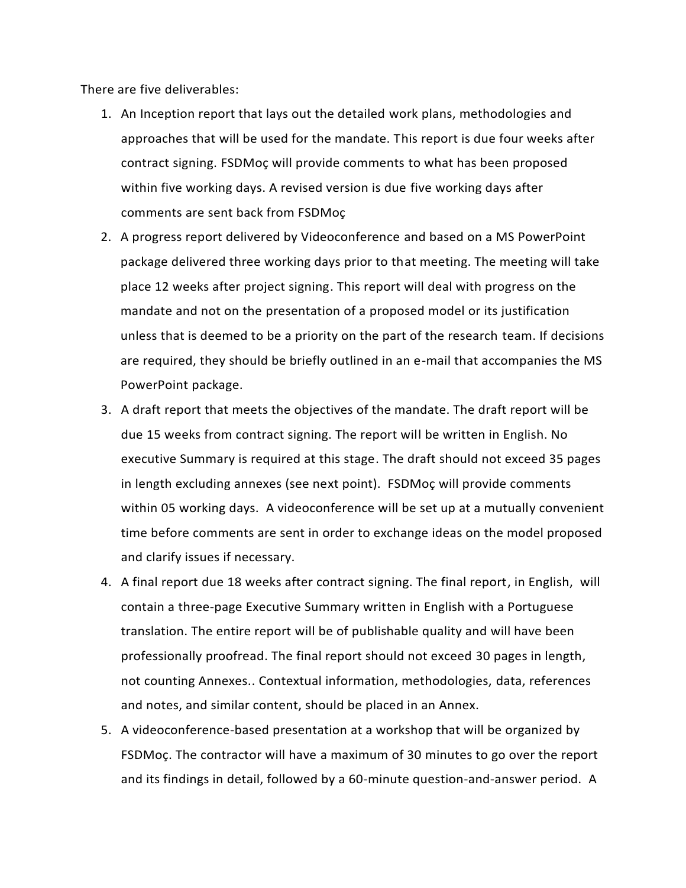There are five deliverables:

1. An Inception report that lays out the detailed work plans, methodologies and approaches that will be used for the mandate. This report is due four weeks after contract signing. FSDMoç will provide comments to what has been proposed within five working days. A revised version is due five working days after comments are sent back from FSDMoç
2. A progress report delivered by Videoconference and based on a MS PowerPoint package delivered three working days prior to that meeting. The meeting will take place 12 weeks after project signing. This report will deal with progress on the mandate and not on the presentation of a proposed model or its justification unless that is deemed to be a priority on the part of the research team. If decisions are required, they should be briefly outlined in an e-mail that accompanies the MS PowerPoint package.
3. A draft report that meets the objectives of the mandate. The draft report will be due 15 weeks from contract signing. The report will be written in English. No executive Summary is required at this stage. The draft should not exceed 35 pages in length excluding annexes (see next point). FSDMoç will provide comments within 05 working days. A videoconference will be set up at a mutually convenient time before comments are sent in order to exchange ideas on the model proposed and clarify issues if necessary.
4. A final report due 18 weeks after contract signing. The final report, in English, will contain a three-page Executive Summary written in English with a Portuguese translation. The entire report will be of publishable quality and will have been professionally proofread. The final report should not exceed 30 pages in length, not counting Annexes.. Contextual information, methodologies, data, references and notes, and similar content, should be placed in an Annex.
5. A videoconference-based presentation at a workshop that will be organized by FSDMoç. The contractor will have a maximum of 30 minutes to go over the report and its findings in detail, followed by a 60-minute question-and-answer period. A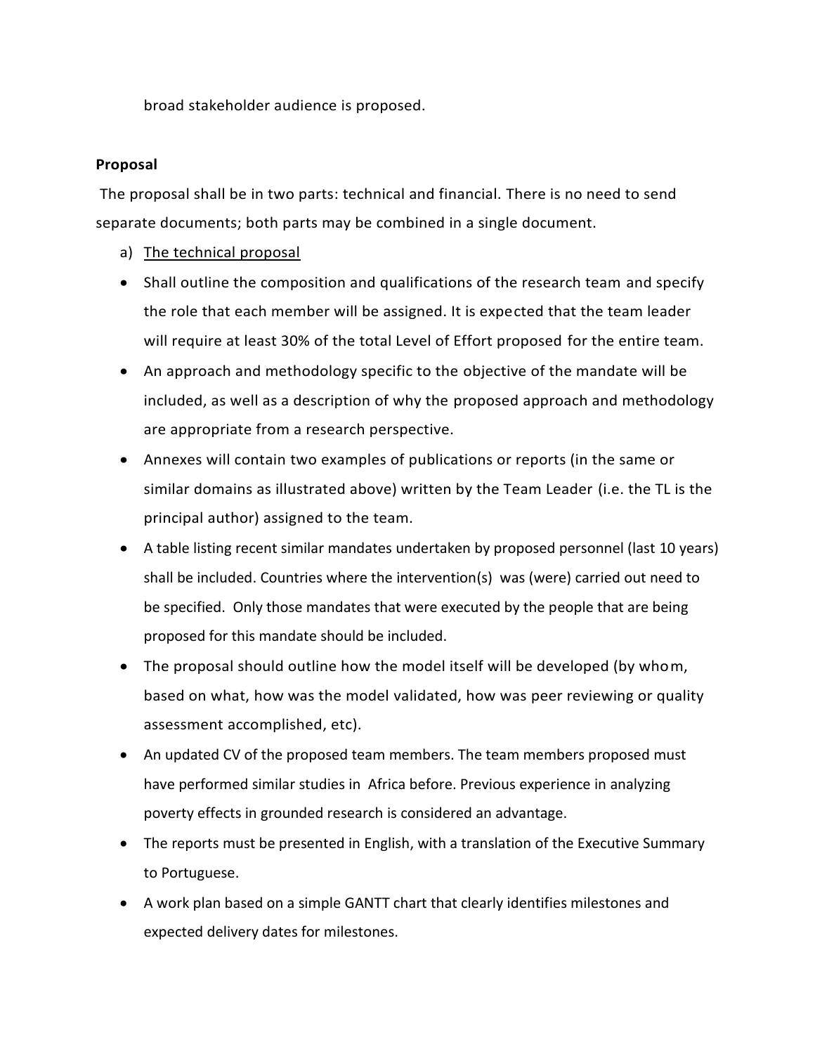broad stakeholder audience is proposed.

**Proposal**

The proposal shall be in two parts: technical and financial. There is no need to send separate documents; both parts may be combined in a single document.

a) <u>The technical proposal</u>

- Shall outline the composition and qualifications of the research team and specify the role that each member will be assigned. It is expected that the team leader will require at least 30% of the total Level of Effort proposed for the entire team.
- An approach and methodology specific to the objective of the mandate will be included, as well as a description of why the proposed approach and methodology are appropriate from a research perspective.
- Annexes will contain two examples of publications or reports (in the same or similar domains as illustrated above) written by the Team Leader (i.e. the TL is the principal author) assigned to the team.
- A table listing recent similar mandates undertaken by proposed personnel (last 10 years) shall be included. Countries where the intervention(s) was (were) carried out need to be specified. Only those mandates that were executed by the people that are being proposed for this mandate should be included.
- The proposal should outline how the model itself will be developed (by whom, based on what, how was the model validated, how was peer reviewing or quality assessment accomplished, etc).
- An updated CV of the proposed team members. The team members proposed must have performed similar studies in Africa before. Previous experience in analyzing poverty effects in grounded research is considered an advantage.
- The reports must be presented in English, with a translation of the Executive Summary to Portuguese.
- A work plan based on a simple GANTT chart that clearly identifies milestones and expected delivery dates for milestones.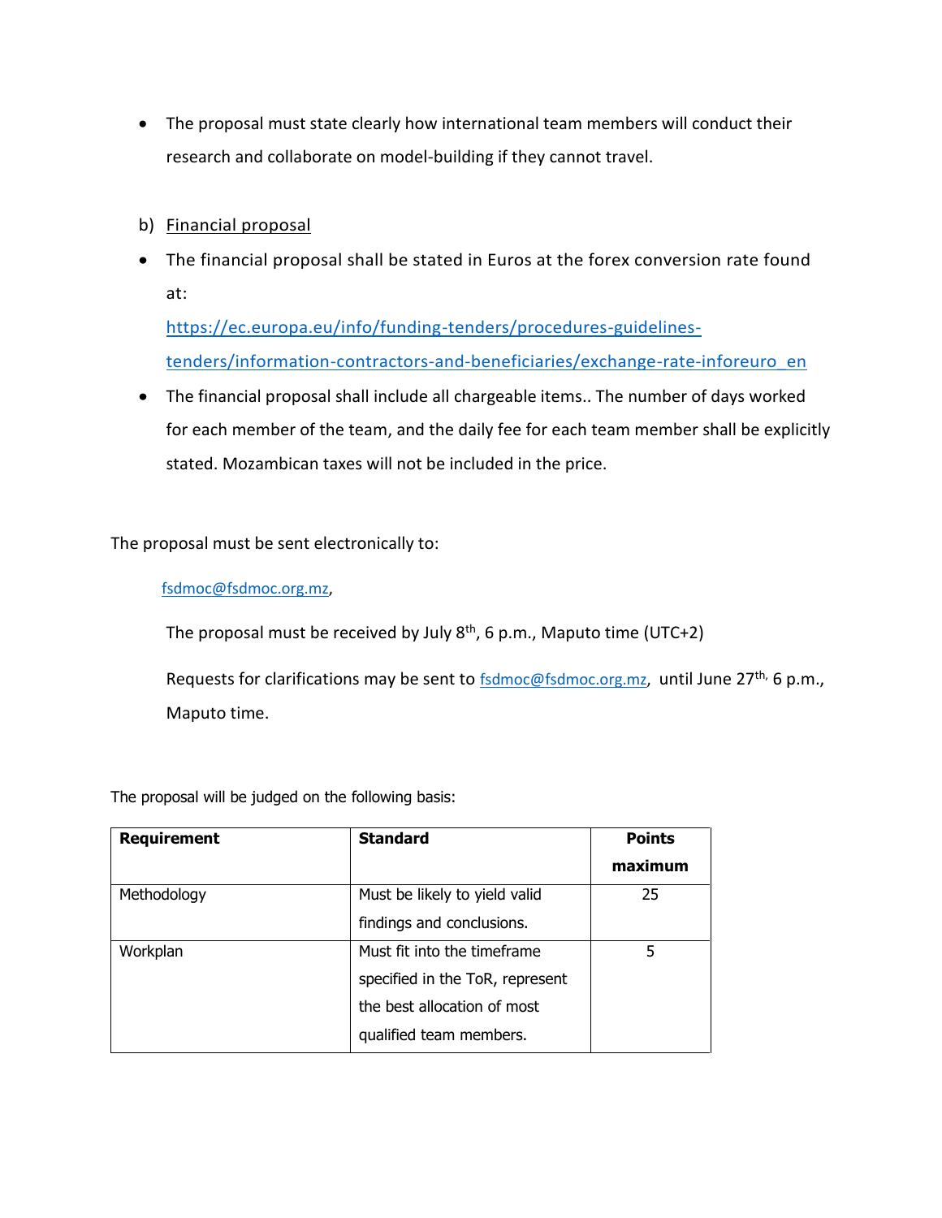- The proposal must state clearly how international team members will conduct their research and collaborate on model-building if they cannot travel.

b) Financial proposal

- The financial proposal shall be stated in Euros at the forex conversion rate found at: [https://ec.europa.eu/info/funding-tenders/procedures-guidelines-tenders/information-contractors-and-beneficiaries/exchange-rate-inforeuro_en](https://ec.europa.eu/info/funding-tenders/procedures-guidelines-tenders/information-contractors-and-beneficiaries/exchange-rate-inforeuro_en)
- The financial proposal shall include all chargeable items.. The number of days worked for each member of the team, and the daily fee for each team member shall be explicitly stated. Mozambican taxes will not be included in the price.

The proposal must be sent electronically to:

fsdmoc@fsdmoc.org.mz,

The proposal must be received by July 8th, 6 p.m., Maputo time (UTC+2)

Requests for clarifications may be sent to fsdmoc@fsdmoc.org.mz, until June 27th, 6 p.m., Maputo time.

The proposal will be judged on the following basis:

| Requirement | Standard | Points maximum |
|---|---|---|
| Methodology | Must be likely to yield valid findings and conclusions. | 25 |
| Workplan | Must fit into the timeframe specified in the ToR, represent the best allocation of most qualified team members. | 5 |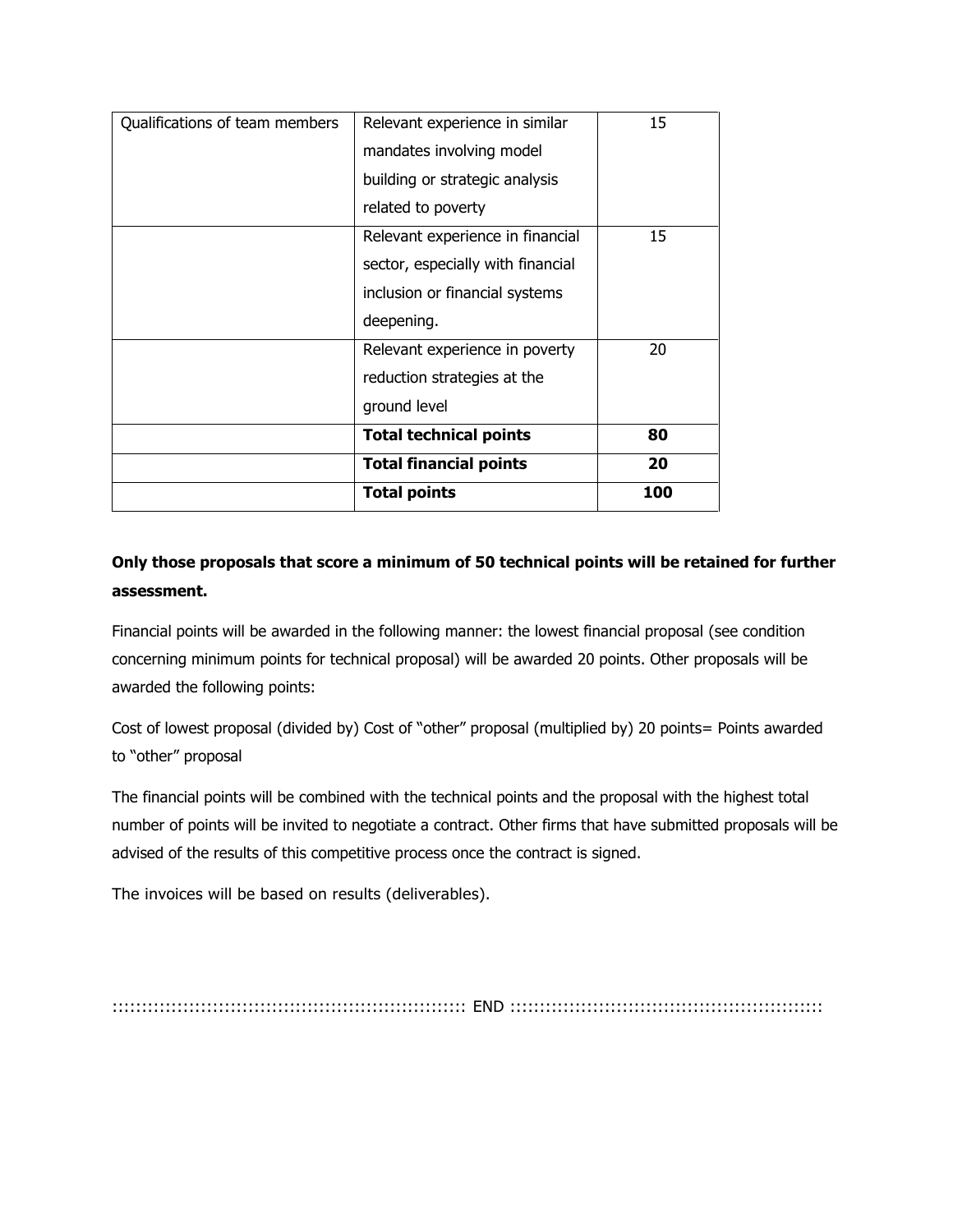| | | |
|---|---|---|
| Qualifications of team members | Relevant experience in similar mandates involving model building or strategic analysis related to poverty | 15 |
| | Relevant experience in financial sector, especially with financial inclusion or financial systems deepening. | 15 |
| | Relevant experience in poverty reduction strategies at the ground level | 20 |
| | **Total technical points** | **80** |
| | **Total financial points** | **20** |
| | **Total points** | **100** |

**Only those proposals that score a minimum of 50 technical points will be retained for further assessment.**

Financial points will be awarded in the following manner: the lowest financial proposal (see condition concerning minimum points for technical proposal) will be awarded 20 points. Other proposals will be awarded the following points:

Cost of lowest proposal (divided by) Cost of "other" proposal (multiplied by) 20 points= Points awarded to "other" proposal

The financial points will be combined with the technical points and the proposal with the highest total number of points will be invited to negotiate a contract. Other firms that have submitted proposals will be advised of the results of this competitive process once the contract is signed.

The invoices will be based on results (deliverables).

:::::::::::::::::::::::::::::::::::::::::::::::::::::::::::: END :::::::::::::::::::::::::::::::::::::::::::::::::::